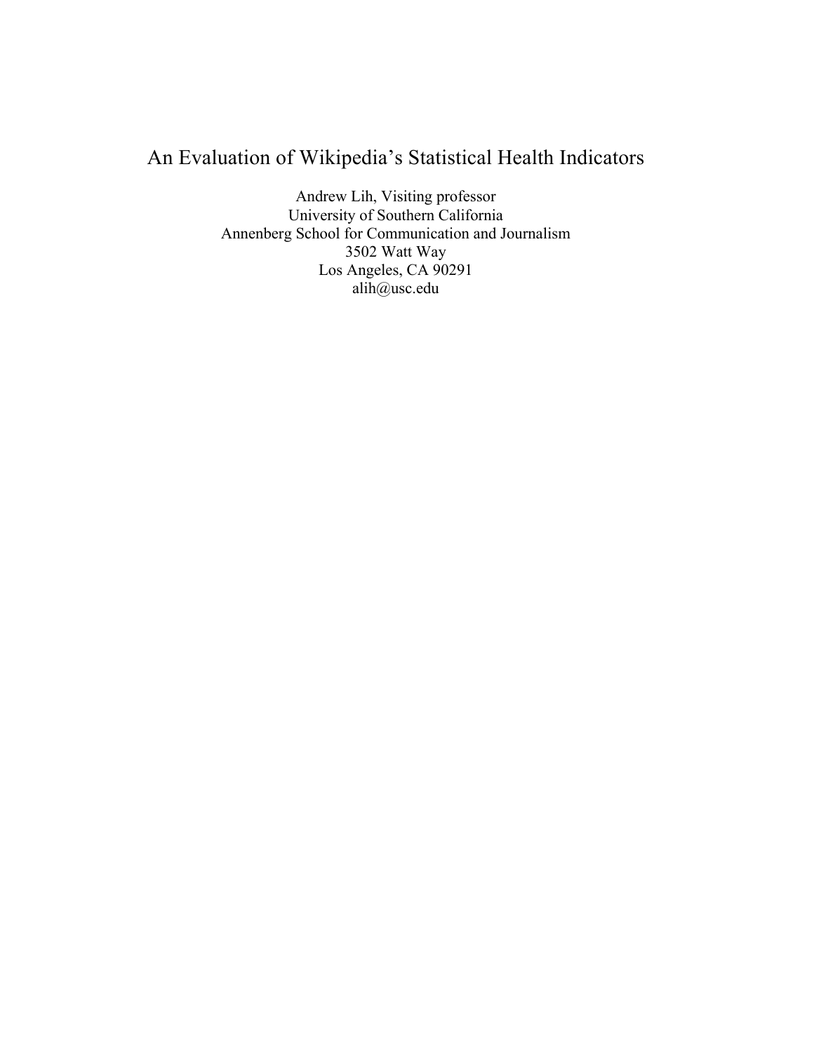# An Evaluation of Wikipedia's Statistical Health Indicators

Andrew Lih, Visiting professor
University of Southern California
Annenberg School for Communication and Journalism
3502 Watt Way
Los Angeles, CA 90291
alih@usc.edu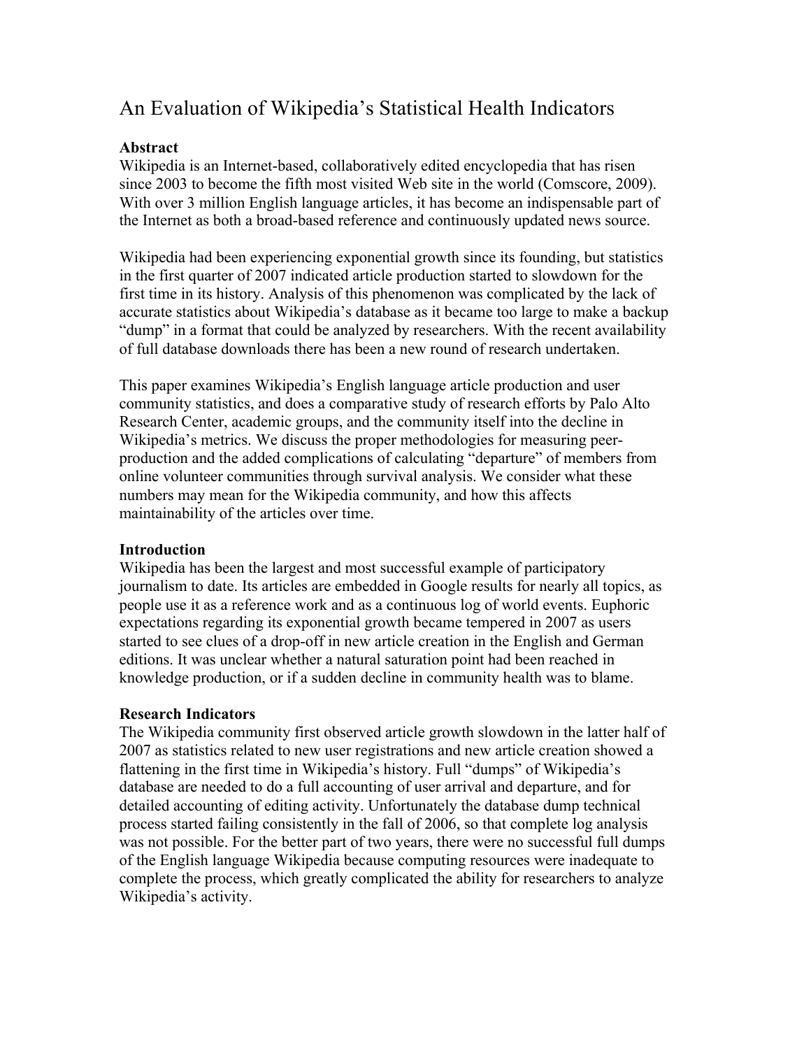# An Evaluation of Wikipedia's Statistical Health Indicators

**Abstract**

Wikipedia is an Internet-based, collaboratively edited encyclopedia that has risen since 2003 to become the fifth most visited Web site in the world (Comscore, 2009). With over 3 million English language articles, it has become an indispensable part of the Internet as both a broad-based reference and continuously updated news source.

Wikipedia had been experiencing exponential growth since its founding, but statistics in the first quarter of 2007 indicated article production started to slowdown for the first time in its history. Analysis of this phenomenon was complicated by the lack of accurate statistics about Wikipedia's database as it became too large to make a backup "dump" in a format that could be analyzed by researchers. With the recent availability of full database downloads there has been a new round of research undertaken.

This paper examines Wikipedia's English language article production and user community statistics, and does a comparative study of research efforts by Palo Alto Research Center, academic groups, and the community itself into the decline in Wikipedia's metrics. We discuss the proper methodologies for measuring peer-production and the added complications of calculating "departure" of members from online volunteer communities through survival analysis. We consider what these numbers may mean for the Wikipedia community, and how this affects maintainability of the articles over time.

**Introduction**

Wikipedia has been the largest and most successful example of participatory journalism to date. Its articles are embedded in Google results for nearly all topics, as people use it as a reference work and as a continuous log of world events. Euphoric expectations regarding its exponential growth became tempered in 2007 as users started to see clues of a drop-off in new article creation in the English and German editions. It was unclear whether a natural saturation point had been reached in knowledge production, or if a sudden decline in community health was to blame.

**Research Indicators**

The Wikipedia community first observed article growth slowdown in the latter half of 2007 as statistics related to new user registrations and new article creation showed a flattening in the first time in Wikipedia's history. Full "dumps" of Wikipedia's database are needed to do a full accounting of user arrival and departure, and for detailed accounting of editing activity. Unfortunately the database dump technical process started failing consistently in the fall of 2006, so that complete log analysis was not possible. For the better part of two years, there were no successful full dumps of the English language Wikipedia because computing resources were inadequate to complete the process, which greatly complicated the ability for researchers to analyze Wikipedia's activity.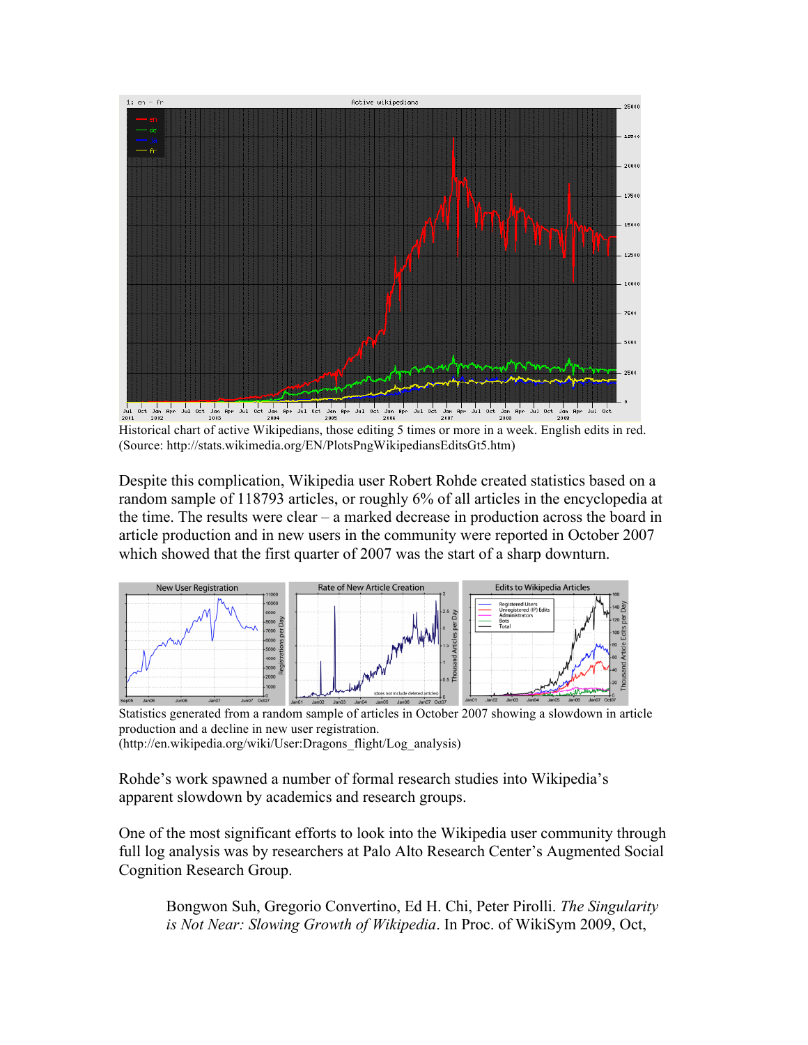Historical chart of active Wikipedians, those editing 5 times or more in a week. English edits in red. (Source: http://stats.wikimedia.org/EN/PlotsPngWikipediansEditsGt5.htm)

Despite this complication, Wikipedia user Robert Rohde created statistics based on a random sample of 118793 articles, or roughly 6% of all articles in the encyclopedia at the time. The results were clear – a marked decrease in production across the board in article production and in new users in the community were reported in October 2007 which showed that the first quarter of 2007 was the start of a sharp downturn.

Statistics generated from a random sample of articles in October 2007 showing a slowdown in article production and a decline in new user registration. (http://en.wikipedia.org/wiki/User:Dragons_flight/Log_analysis)

Rohde's work spawned a number of formal research studies into Wikipedia's apparent slowdown by academics and research groups.

One of the most significant efforts to look into the Wikipedia user community through full log analysis was by researchers at Palo Alto Research Center's Augmented Social Cognition Research Group.

> Bongwon Suh, Gregorio Convertino, Ed H. Chi, Peter Pirolli. *The Singularity is Not Near: Slowing Growth of Wikipedia*. In Proc. of WikiSym 2009, Oct,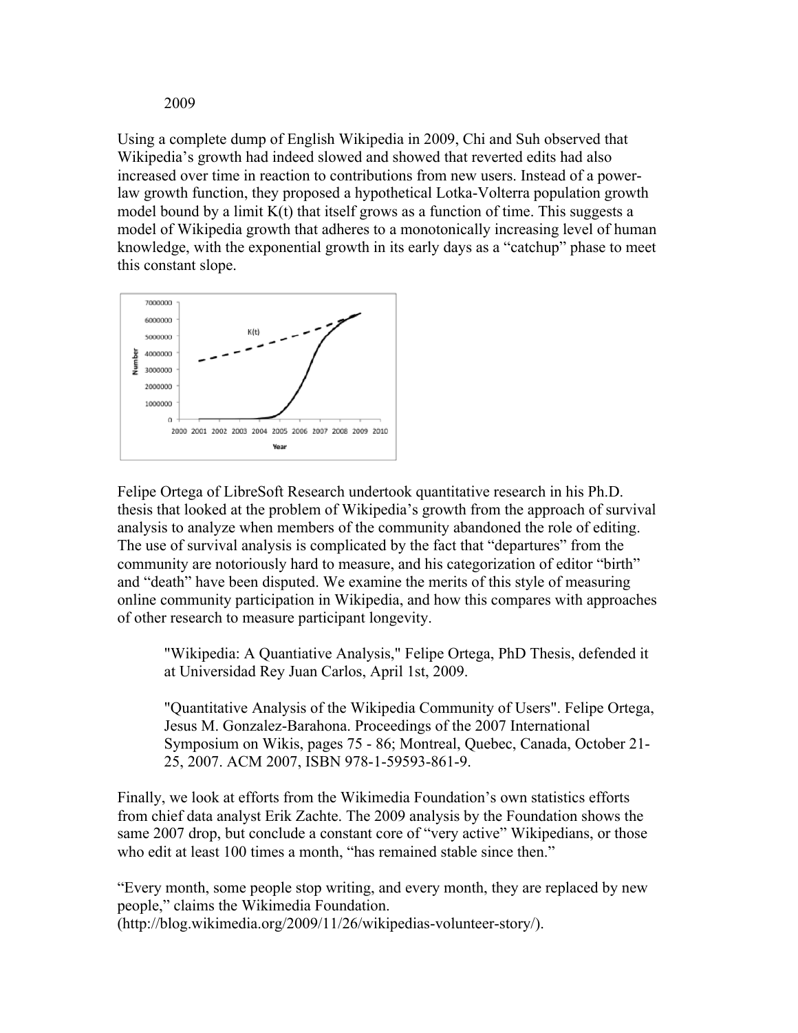2009

Using a complete dump of English Wikipedia in 2009, Chi and Suh observed that Wikipedia's growth had indeed slowed and showed that reverted edits had also increased over time in reaction to contributions from new users. Instead of a power-law growth function, they proposed a hypothetical Lotka-Volterra population growth model bound by a limit K(t) that itself grows as a function of time. This suggests a model of Wikipedia growth that adheres to a monotonically increasing level of human knowledge, with the exponential growth in its early days as a "catchup" phase to meet this constant slope.

Felipe Ortega of LibreSoft Research undertook quantitative research in his Ph.D. thesis that looked at the problem of Wikipedia's growth from the approach of survival analysis to analyze when members of the community abandoned the role of editing. The use of survival analysis is complicated by the fact that "departures" from the community are notoriously hard to measure, and his categorization of editor "birth" and "death" have been disputed. We examine the merits of this style of measuring online community participation in Wikipedia, and how this compares with approaches of other research to measure participant longevity.

> "Wikipedia: A Quantiative Analysis," Felipe Ortega, PhD Thesis, defended it at Universidad Rey Juan Carlos, April 1st, 2009.
>
> "Quantitative Analysis of the Wikipedia Community of Users". Felipe Ortega, Jesus M. Gonzalez-Barahona. Proceedings of the 2007 International Symposium on Wikis, pages 75 - 86; Montreal, Quebec, Canada, October 21-25, 2007. ACM 2007, ISBN 978-1-59593-861-9.

Finally, we look at efforts from the Wikimedia Foundation's own statistics efforts from chief data analyst Erik Zachte. The 2009 analysis by the Foundation shows the same 2007 drop, but conclude a constant core of "very active" Wikipedians, or those who edit at least 100 times a month, "has remained stable since then."

"Every month, some people stop writing, and every month, they are replaced by new people," claims the Wikimedia Foundation. (http://blog.wikimedia.org/2009/11/26/wikipedias-volunteer-story/).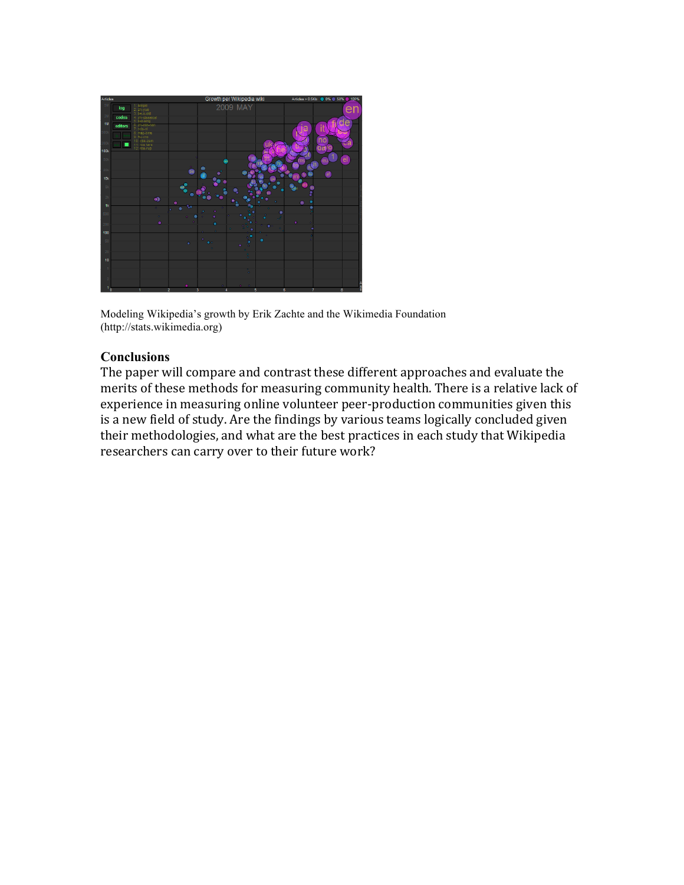Modeling Wikipedia's growth by Erik Zachte and the Wikimedia Foundation (http://stats.wikimedia.org)

**Conclusions**

The paper will compare and contrast these different approaches and evaluate the merits of these methods for measuring community health. There is a relative lack of experience in measuring online volunteer peer-production communities given this is a new field of study. Are the findings by various teams logically concluded given their methodologies, and what are the best practices in each study that Wikipedia researchers can carry over to their future work?